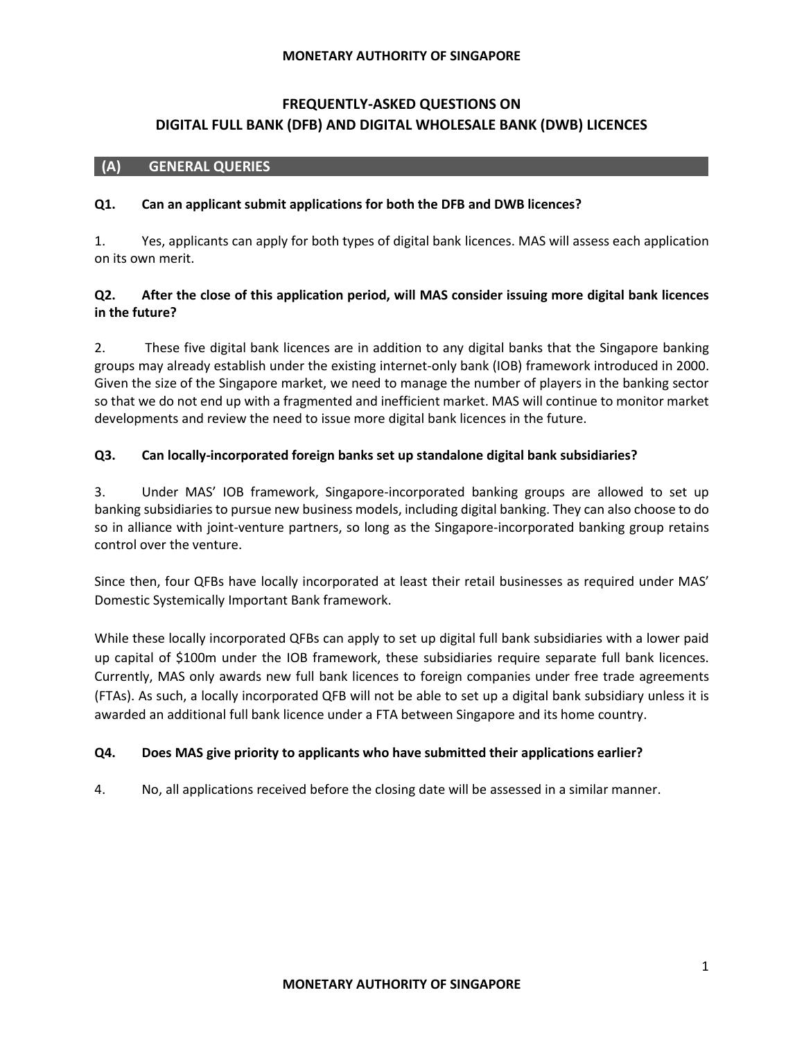# FREQUENTLY-ASKED QUESTIONS ON DIGITAL FULL BANK (DFB) AND DIGITAL WHOLESALE BANK (DWB) LICENCES

## (A) GENERAL QUERIES

### Q1. Can an applicant submit applications for both the DFB and DWB licences?

1. Yes, applicants can apply for both types of digital bank licences. MAS will assess each application on its own merit.

### Q2. After the close of this application period, will MAS consider issuing more digital bank licences in the future?

2. These five digital bank licences are in addition to any digital banks that the Singapore banking groups may already establish under the existing internet-only bank (IOB) framework introduced in 2000. Given the size of the Singapore market, we need to manage the number of players in the banking sector so that we do not end up with a fragmented and inefficient market. MAS will continue to monitor market developments and review the need to issue more digital bank licences in the future.

### Q3. Can locally-incorporated foreign banks set up standalone digital bank subsidiaries?

3. Under MAS' IOB framework, Singapore-incorporated banking groups are allowed to set up banking subsidiaries to pursue new business models, including digital banking. They can also choose to do so in alliance with joint-venture partners, so long as the Singapore-incorporated banking group retains control over the venture.

Since then, four QFBs have locally incorporated at least their retail businesses as required under MAS' Domestic Systemically Important Bank framework.

While these locally incorporated QFBs can apply to set up digital full bank subsidiaries with a lower paid up capital of $100m under the IOB framework, these subsidiaries require separate full bank licences. Currently, MAS only awards new full bank licences to foreign companies under free trade agreements (FTAs). As such, a locally incorporated QFB will not be able to set up a digital bank subsidiary unless it is awarded an additional full bank licence under a FTA between Singapore and its home country.

### Q4. Does MAS give priority to applicants who have submitted their applications earlier?

4. No, all applications received before the closing date will be assessed in a similar manner.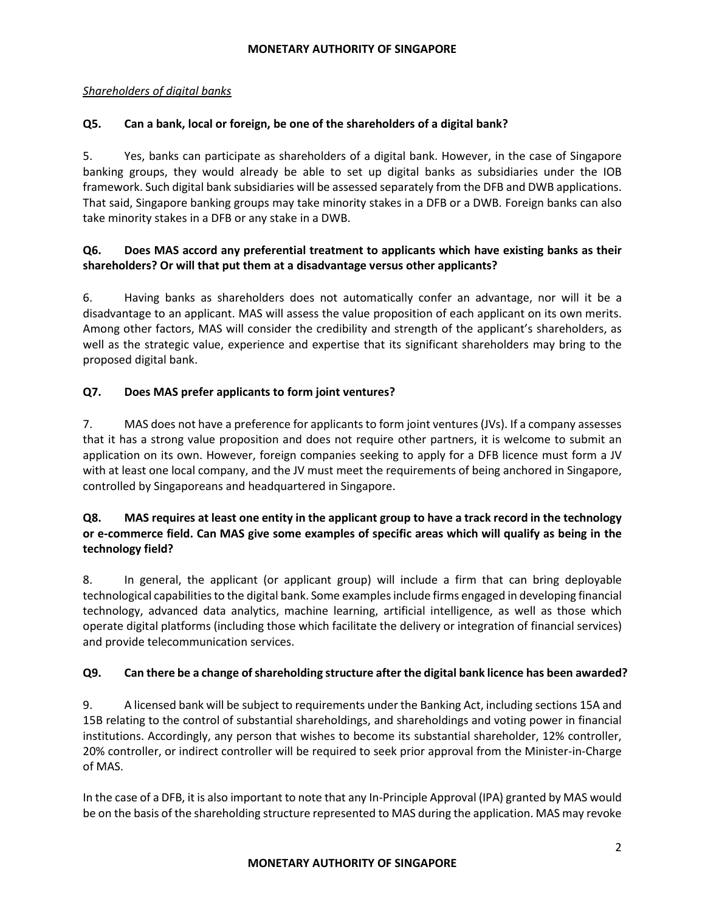*Shareholders of digital banks*

**Q5. Can a bank, local or foreign, be one of the shareholders of a digital bank?**

5. Yes, banks can participate as shareholders of a digital bank. However, in the case of Singapore banking groups, they would already be able to set up digital banks as subsidiaries under the IOB framework. Such digital bank subsidiaries will be assessed separately from the DFB and DWB applications. That said, Singapore banking groups may take minority stakes in a DFB or a DWB. Foreign banks can also take minority stakes in a DFB or any stake in a DWB.

**Q6. Does MAS accord any preferential treatment to applicants which have existing banks as their shareholders? Or will that put them at a disadvantage versus other applicants?**

6. Having banks as shareholders does not automatically confer an advantage, nor will it be a disadvantage to an applicant. MAS will assess the value proposition of each applicant on its own merits. Among other factors, MAS will consider the credibility and strength of the applicant's shareholders, as well as the strategic value, experience and expertise that its significant shareholders may bring to the proposed digital bank.

**Q7. Does MAS prefer applicants to form joint ventures?**

7. MAS does not have a preference for applicants to form joint ventures (JVs). If a company assesses that it has a strong value proposition and does not require other partners, it is welcome to submit an application on its own. However, foreign companies seeking to apply for a DFB licence must form a JV with at least one local company, and the JV must meet the requirements of being anchored in Singapore, controlled by Singaporeans and headquartered in Singapore.

**Q8. MAS requires at least one entity in the applicant group to have a track record in the technology or e-commerce field. Can MAS give some examples of specific areas which will qualify as being in the technology field?**

8. In general, the applicant (or applicant group) will include a firm that can bring deployable technological capabilities to the digital bank. Some examples include firms engaged in developing financial technology, advanced data analytics, machine learning, artificial intelligence, as well as those which operate digital platforms (including those which facilitate the delivery or integration of financial services) and provide telecommunication services.

**Q9. Can there be a change of shareholding structure after the digital bank licence has been awarded?**

9. A licensed bank will be subject to requirements under the Banking Act, including sections 15A and 15B relating to the control of substantial shareholdings, and shareholdings and voting power in financial institutions. Accordingly, any person that wishes to become its substantial shareholder, 12% controller, 20% controller, or indirect controller will be required to seek prior approval from the Minister-in-Charge of MAS.

In the case of a DFB, it is also important to note that any In-Principle Approval (IPA) granted by MAS would be on the basis of the shareholding structure represented to MAS during the application. MAS may revoke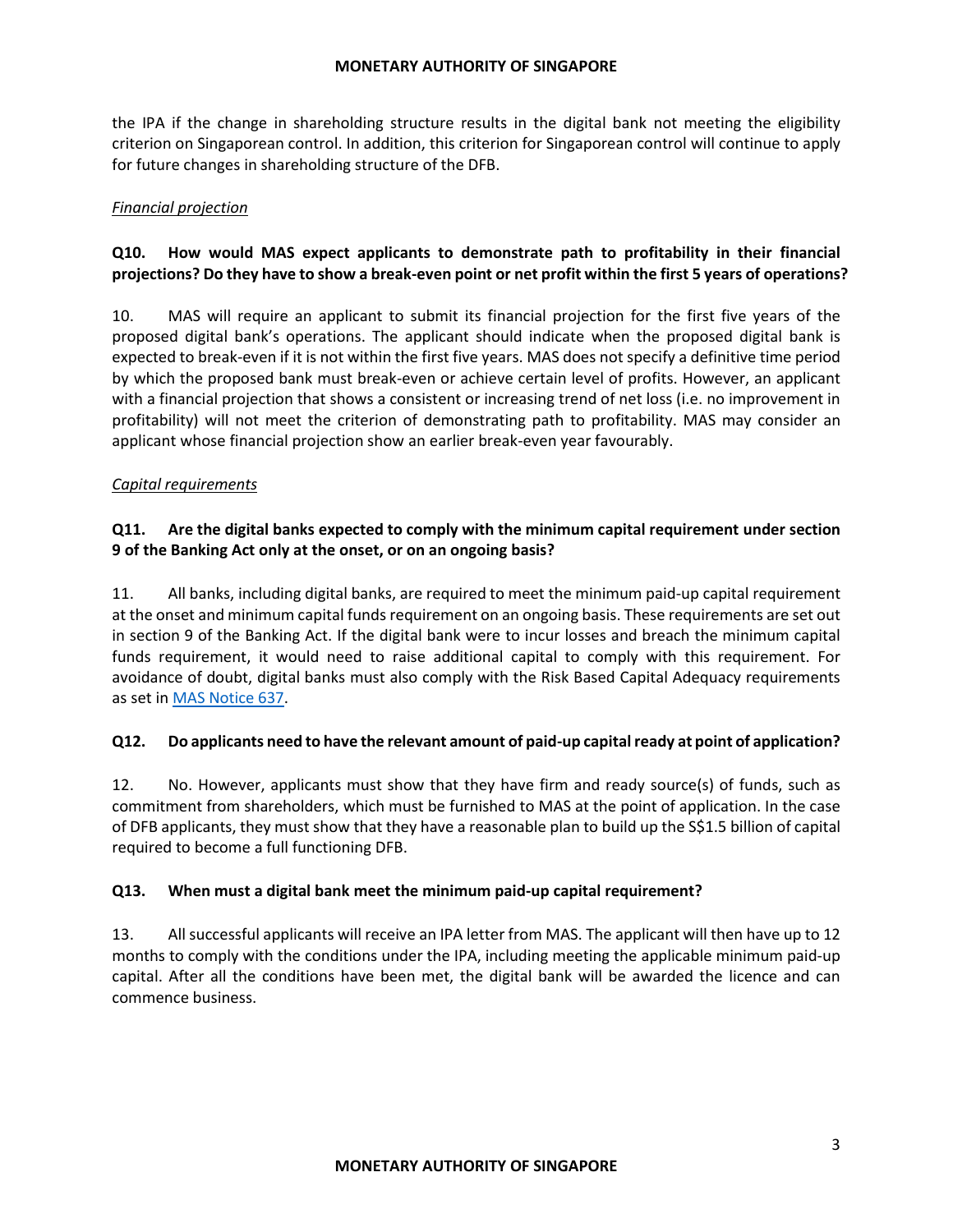the IPA if the change in shareholding structure results in the digital bank not meeting the eligibility criterion on Singaporean control. In addition, this criterion for Singaporean control will continue to apply for future changes in shareholding structure of the DFB.

*Financial projection*

**Q10. How would MAS expect applicants to demonstrate path to profitability in their financial projections? Do they have to show a break-even point or net profit within the first 5 years of operations?**

10. MAS will require an applicant to submit its financial projection for the first five years of the proposed digital bank's operations. The applicant should indicate when the proposed digital bank is expected to break-even if it is not within the first five years. MAS does not specify a definitive time period by which the proposed bank must break-even or achieve certain level of profits. However, an applicant with a financial projection that shows a consistent or increasing trend of net loss (i.e. no improvement in profitability) will not meet the criterion of demonstrating path to profitability. MAS may consider an applicant whose financial projection show an earlier break-even year favourably.

*Capital requirements*

**Q11. Are the digital banks expected to comply with the minimum capital requirement under section 9 of the Banking Act only at the onset, or on an ongoing basis?**

11. All banks, including digital banks, are required to meet the minimum paid-up capital requirement at the onset and minimum capital funds requirement on an ongoing basis. These requirements are set out in section 9 of the Banking Act. If the digital bank were to incur losses and breach the minimum capital funds requirement, it would need to raise additional capital to comply with this requirement. For avoidance of doubt, digital banks must also comply with the Risk Based Capital Adequacy requirements as set in MAS Notice 637.

**Q12. Do applicants need to have the relevant amount of paid-up capital ready at point of application?**

12. No. However, applicants must show that they have firm and ready source(s) of funds, such as commitment from shareholders, which must be furnished to MAS at the point of application. In the case of DFB applicants, they must show that they have a reasonable plan to build up the S$1.5 billion of capital required to become a full functioning DFB.

**Q13. When must a digital bank meet the minimum paid-up capital requirement?**

13. All successful applicants will receive an IPA letter from MAS. The applicant will then have up to 12 months to comply with the conditions under the IPA, including meeting the applicable minimum paid-up capital. After all the conditions have been met, the digital bank will be awarded the licence and can commence business.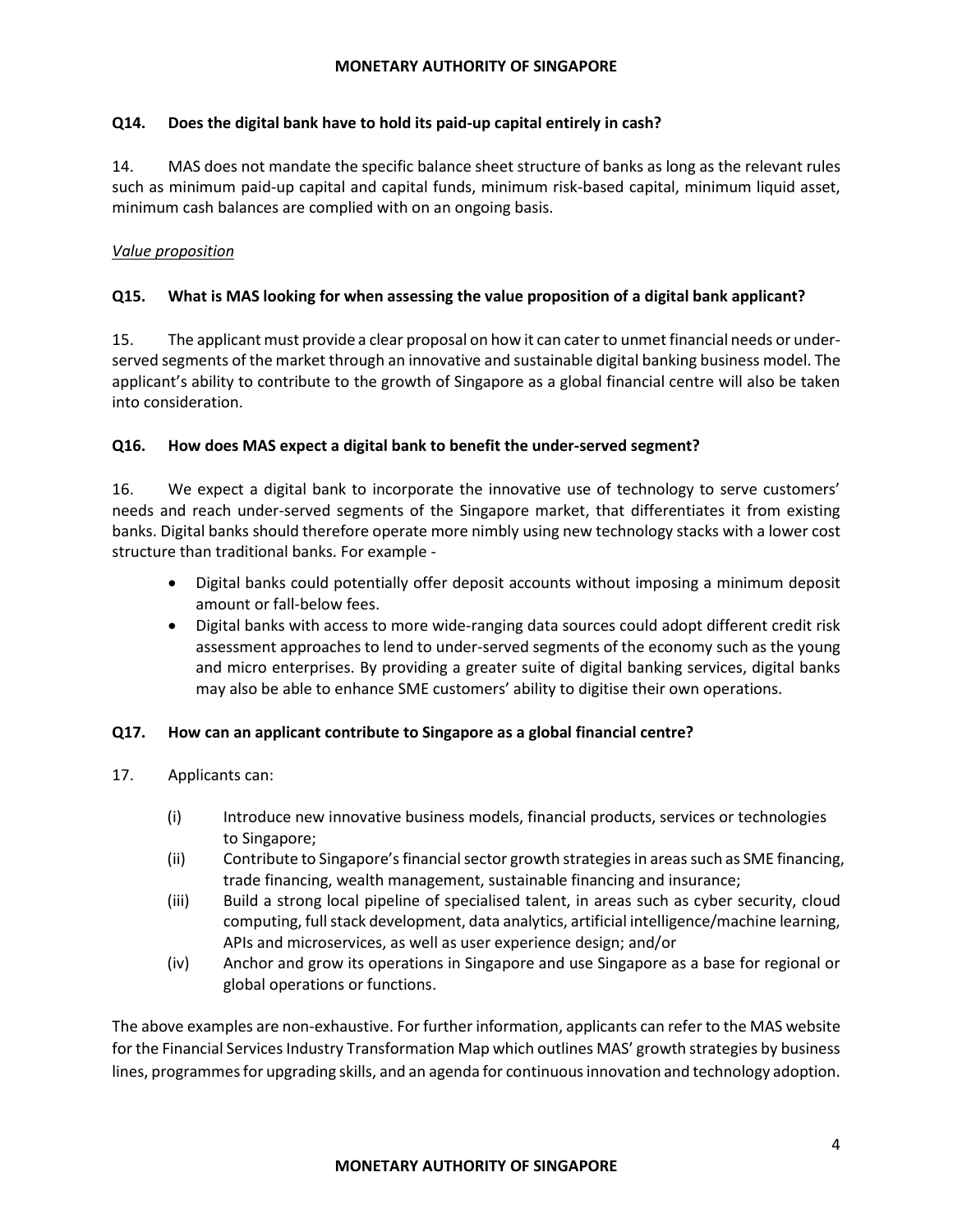**Q14. Does the digital bank have to hold its paid-up capital entirely in cash?**

14. MAS does not mandate the specific balance sheet structure of banks as long as the relevant rules such as minimum paid-up capital and capital funds, minimum risk-based capital, minimum liquid asset, minimum cash balances are complied with on an ongoing basis.

*Value proposition*

**Q15. What is MAS looking for when assessing the value proposition of a digital bank applicant?**

15. The applicant must provide a clear proposal on how it can cater to unmet financial needs or under-served segments of the market through an innovative and sustainable digital banking business model. The applicant's ability to contribute to the growth of Singapore as a global financial centre will also be taken into consideration.

**Q16. How does MAS expect a digital bank to benefit the under-served segment?**

16. We expect a digital bank to incorporate the innovative use of technology to serve customers' needs and reach under-served segments of the Singapore market, that differentiates it from existing banks. Digital banks should therefore operate more nimbly using new technology stacks with a lower cost structure than traditional banks. For example -

- Digital banks could potentially offer deposit accounts without imposing a minimum deposit amount or fall-below fees.
- Digital banks with access to more wide-ranging data sources could adopt different credit risk assessment approaches to lend to under-served segments of the economy such as the young and micro enterprises. By providing a greater suite of digital banking services, digital banks may also be able to enhance SME customers' ability to digitise their own operations.

**Q17. How can an applicant contribute to Singapore as a global financial centre?**

17. Applicants can:

(i) Introduce new innovative business models, financial products, services or technologies to Singapore;

(ii) Contribute to Singapore's financial sector growth strategies in areas such as SME financing, trade financing, wealth management, sustainable financing and insurance;

(iii) Build a strong local pipeline of specialised talent, in areas such as cyber security, cloud computing, full stack development, data analytics, artificial intelligence/machine learning, APIs and microservices, as well as user experience design; and/or

(iv) Anchor and grow its operations in Singapore and use Singapore as a base for regional or global operations or functions.

The above examples are non-exhaustive. For further information, applicants can refer to the MAS website for the Financial Services Industry Transformation Map which outlines MAS' growth strategies by business lines, programmes for upgrading skills, and an agenda for continuous innovation and technology adoption.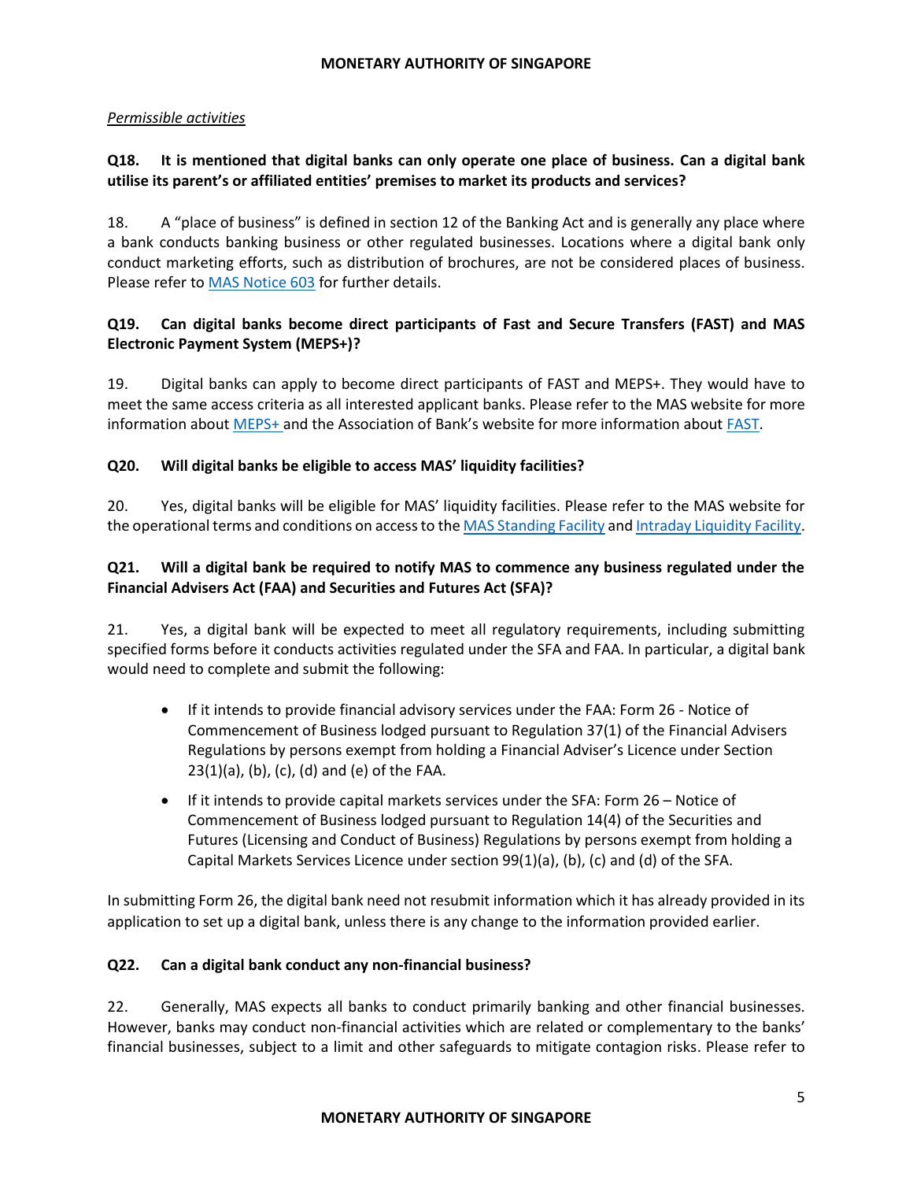*Permissible activities*

**Q18. It is mentioned that digital banks can only operate one place of business. Can a digital bank utilise its parent's or affiliated entities' premises to market its products and services?**

18. A "place of business" is defined in section 12 of the Banking Act and is generally any place where a bank conducts banking business or other regulated businesses. Locations where a digital bank only conduct marketing efforts, such as distribution of brochures, are not be considered places of business. Please refer to [MAS Notice 603] for further details.

**Q19. Can digital banks become direct participants of Fast and Secure Transfers (FAST) and MAS Electronic Payment System (MEPS+)?**

19. Digital banks can apply to become direct participants of FAST and MEPS+. They would have to meet the same access criteria as all interested applicant banks. Please refer to the MAS website for more information about [MEPS+] and the Association of Bank's website for more information about [FAST].

**Q20. Will digital banks be eligible to access MAS' liquidity facilities?**

20. Yes, digital banks will be eligible for MAS' liquidity facilities. Please refer to the MAS website for the operational terms and conditions on access to the [MAS Standing Facility] and [Intraday Liquidity Facility].

**Q21. Will a digital bank be required to notify MAS to commence any business regulated under the Financial Advisers Act (FAA) and Securities and Futures Act (SFA)?**

21. Yes, a digital bank will be expected to meet all regulatory requirements, including submitting specified forms before it conducts activities regulated under the SFA and FAA. In particular, a digital bank would need to complete and submit the following:

- If it intends to provide financial advisory services under the FAA: Form 26 - Notice of Commencement of Business lodged pursuant to Regulation 37(1) of the Financial Advisers Regulations by persons exempt from holding a Financial Adviser's Licence under Section 23(1)(a), (b), (c), (d) and (e) of the FAA.
- If it intends to provide capital markets services under the SFA: Form 26 – Notice of Commencement of Business lodged pursuant to Regulation 14(4) of the Securities and Futures (Licensing and Conduct of Business) Regulations by persons exempt from holding a Capital Markets Services Licence under section 99(1)(a), (b), (c) and (d) of the SFA.

In submitting Form 26, the digital bank need not resubmit information which it has already provided in its application to set up a digital bank, unless there is any change to the information provided earlier.

**Q22. Can a digital bank conduct any non-financial business?**

22. Generally, MAS expects all banks to conduct primarily banking and other financial businesses. However, banks may conduct non-financial activities which are related or complementary to the banks' financial businesses, subject to a limit and other safeguards to mitigate contagion risks. Please refer to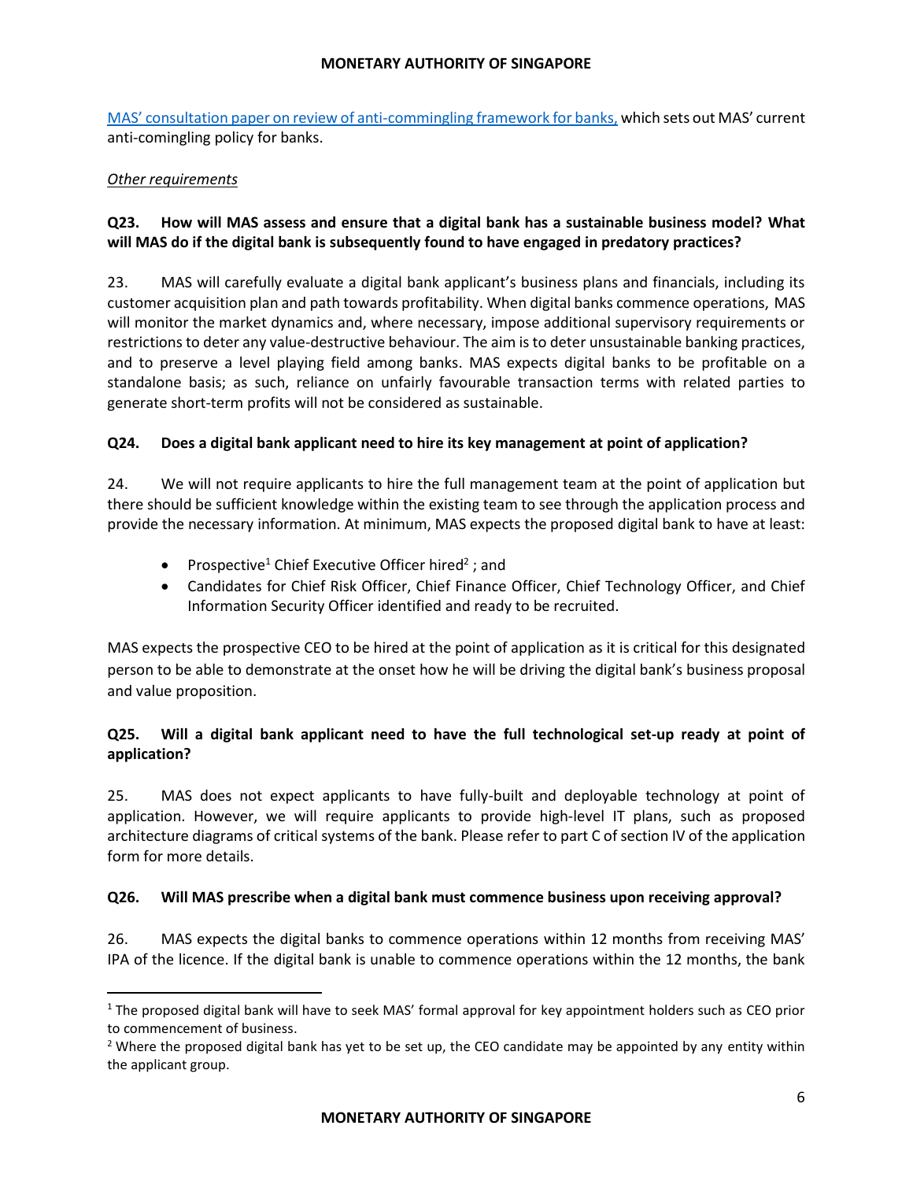MAS' consultation paper on review of anti-commingling framework for banks, which sets out MAS' current anti-comingling policy for banks.

*Other requirements*

**Q23. How will MAS assess and ensure that a digital bank has a sustainable business model? What will MAS do if the digital bank is subsequently found to have engaged in predatory practices?**

23. MAS will carefully evaluate a digital bank applicant's business plans and financials, including its customer acquisition plan and path towards profitability. When digital banks commence operations, MAS will monitor the market dynamics and, where necessary, impose additional supervisory requirements or restrictions to deter any value-destructive behaviour. The aim is to deter unsustainable banking practices, and to preserve a level playing field among banks. MAS expects digital banks to be profitable on a standalone basis; as such, reliance on unfairly favourable transaction terms with related parties to generate short-term profits will not be considered as sustainable.

**Q24. Does a digital bank applicant need to hire its key management at point of application?**

24. We will not require applicants to hire the full management team at the point of application but there should be sufficient knowledge within the existing team to see through the application process and provide the necessary information. At minimum, MAS expects the proposed digital bank to have at least:

- Prospective[1] Chief Executive Officer hired[2] ; and
- Candidates for Chief Risk Officer, Chief Finance Officer, Chief Technology Officer, and Chief Information Security Officer identified and ready to be recruited.

MAS expects the prospective CEO to be hired at the point of application as it is critical for this designated person to be able to demonstrate at the onset how he will be driving the digital bank's business proposal and value proposition.

**Q25. Will a digital bank applicant need to have the full technological set-up ready at point of application?**

25. MAS does not expect applicants to have fully-built and deployable technology at point of application. However, we will require applicants to provide high-level IT plans, such as proposed architecture diagrams of critical systems of the bank. Please refer to part C of section IV of the application form for more details.

**Q26. Will MAS prescribe when a digital bank must commence business upon receiving approval?**

26. MAS expects the digital banks to commence operations within 12 months from receiving MAS' IPA of the licence. If the digital bank is unable to commence operations within the 12 months, the bank

---

[1] The proposed digital bank will have to seek MAS' formal approval for key appointment holders such as CEO prior to commencement of business.

[2] Where the proposed digital bank has yet to be set up, the CEO candidate may be appointed by any entity within the applicant group.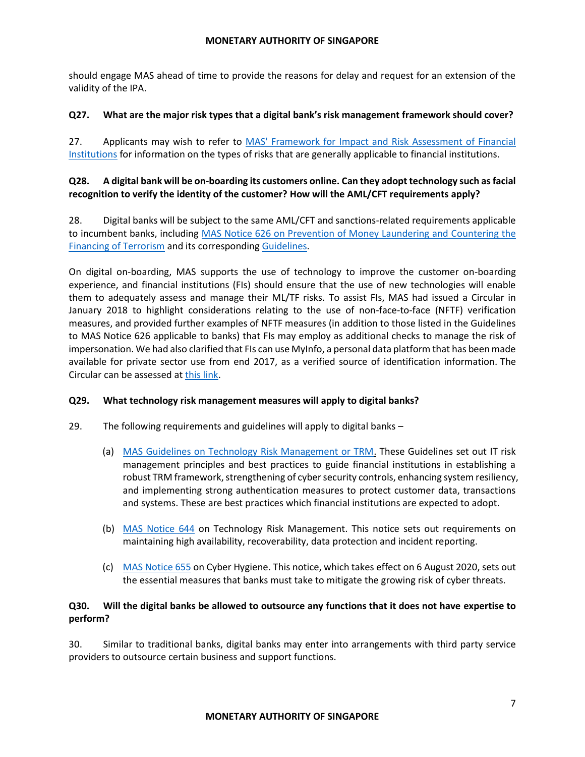should engage MAS ahead of time to provide the reasons for delay and request for an extension of the validity of the IPA.

**Q27. What are the major risk types that a digital bank's risk management framework should cover?**

27. Applicants may wish to refer to MAS' Framework for Impact and Risk Assessment of Financial Institutions for information on the types of risks that are generally applicable to financial institutions.

**Q28. A digital bank will be on-boarding its customers online. Can they adopt technology such as facial recognition to verify the identity of the customer? How will the AML/CFT requirements apply?**

28. Digital banks will be subject to the same AML/CFT and sanctions-related requirements applicable to incumbent banks, including MAS Notice 626 on Prevention of Money Laundering and Countering the Financing of Terrorism and its corresponding Guidelines.

On digital on-boarding, MAS supports the use of technology to improve the customer on-boarding experience, and financial institutions (FIs) should ensure that the use of new technologies will enable them to adequately assess and manage their ML/TF risks. To assist FIs, MAS had issued a Circular in January 2018 to highlight considerations relating to the use of non-face-to-face (NFTF) verification measures, and provided further examples of NFTF measures (in addition to those listed in the Guidelines to MAS Notice 626 applicable to banks) that FIs may employ as additional checks to manage the risk of impersonation. We had also clarified that FIs can use MyInfo, a personal data platform that has been made available for private sector use from end 2017, as a verified source of identification information. The Circular can be assessed at this link.

**Q29. What technology risk management measures will apply to digital banks?**

29. The following requirements and guidelines will apply to digital banks –

(a) MAS Guidelines on Technology Risk Management or TRM. These Guidelines set out IT risk management principles and best practices to guide financial institutions in establishing a robust TRM framework, strengthening of cyber security controls, enhancing system resiliency, and implementing strong authentication measures to protect customer data, transactions and systems. These are best practices which financial institutions are expected to adopt.

(b) MAS Notice 644 on Technology Risk Management. This notice sets out requirements on maintaining high availability, recoverability, data protection and incident reporting.

(c) MAS Notice 655 on Cyber Hygiene. This notice, which takes effect on 6 August 2020, sets out the essential measures that banks must take to mitigate the growing risk of cyber threats.

**Q30. Will the digital banks be allowed to outsource any functions that it does not have expertise to perform?**

30. Similar to traditional banks, digital banks may enter into arrangements with third party service providers to outsource certain business and support functions.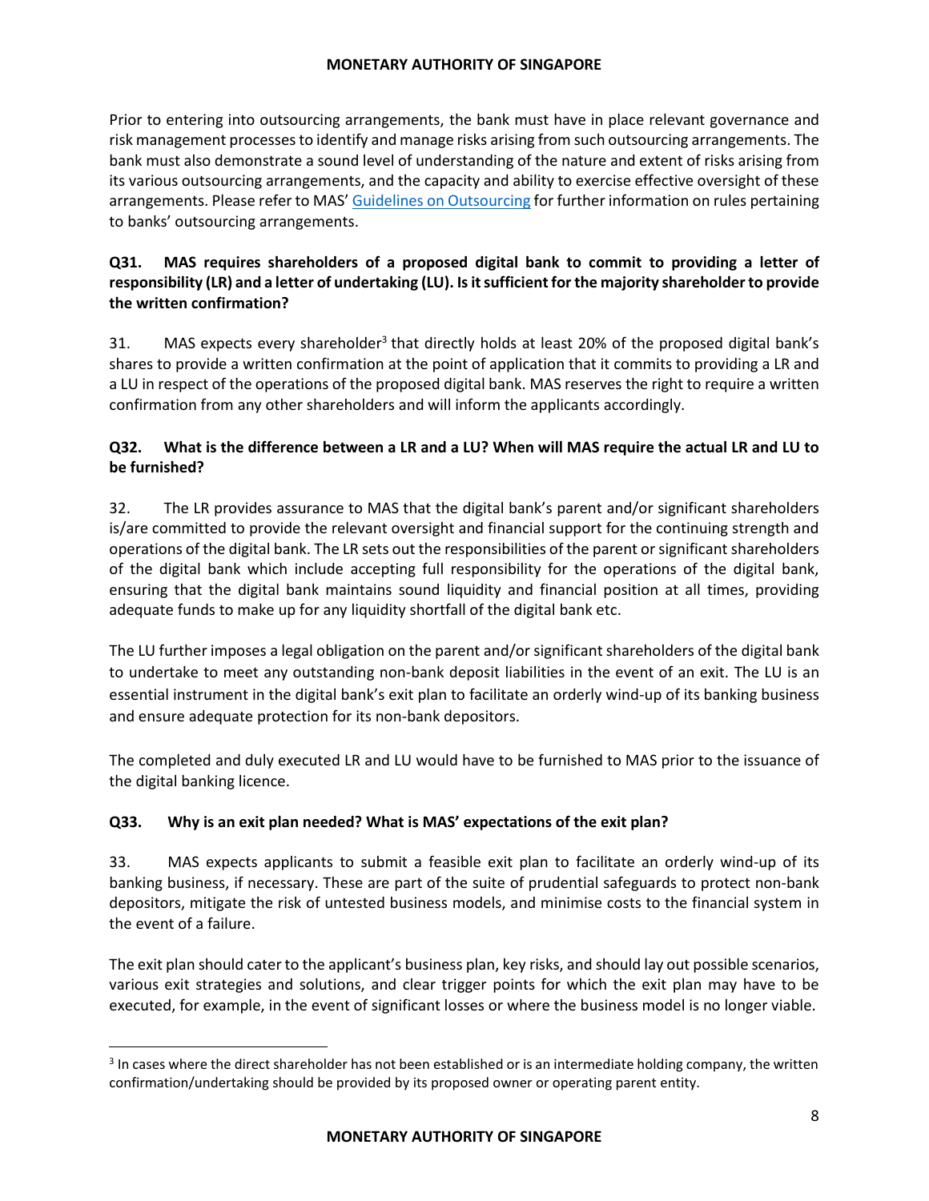Prior to entering into outsourcing arrangements, the bank must have in place relevant governance and risk management processes to identify and manage risks arising from such outsourcing arrangements. The bank must also demonstrate a sound level of understanding of the nature and extent of risks arising from its various outsourcing arrangements, and the capacity and ability to exercise effective oversight of these arrangements. Please refer to MAS' Guidelines on Outsourcing for further information on rules pertaining to banks' outsourcing arrangements.

**Q31. MAS requires shareholders of a proposed digital bank to commit to providing a letter of responsibility (LR) and a letter of undertaking (LU). Is it sufficient for the majority shareholder to provide the written confirmation?**

31. MAS expects every shareholder[3] that directly holds at least 20% of the proposed digital bank's shares to provide a written confirmation at the point of application that it commits to providing a LR and a LU in respect of the operations of the proposed digital bank. MAS reserves the right to require a written confirmation from any other shareholders and will inform the applicants accordingly.

**Q32. What is the difference between a LR and a LU? When will MAS require the actual LR and LU to be furnished?**

32. The LR provides assurance to MAS that the digital bank's parent and/or significant shareholders is/are committed to provide the relevant oversight and financial support for the continuing strength and operations of the digital bank. The LR sets out the responsibilities of the parent or significant shareholders of the digital bank which include accepting full responsibility for the operations of the digital bank, ensuring that the digital bank maintains sound liquidity and financial position at all times, providing adequate funds to make up for any liquidity shortfall of the digital bank etc.

The LU further imposes a legal obligation on the parent and/or significant shareholders of the digital bank to undertake to meet any outstanding non-bank deposit liabilities in the event of an exit. The LU is an essential instrument in the digital bank's exit plan to facilitate an orderly wind-up of its banking business and ensure adequate protection for its non-bank depositors.

The completed and duly executed LR and LU would have to be furnished to MAS prior to the issuance of the digital banking licence.

**Q33. Why is an exit plan needed? What is MAS' expectations of the exit plan?**

33. MAS expects applicants to submit a feasible exit plan to facilitate an orderly wind-up of its banking business, if necessary. These are part of the suite of prudential safeguards to protect non-bank depositors, mitigate the risk of untested business models, and minimise costs to the financial system in the event of a failure.

The exit plan should cater to the applicant's business plan, key risks, and should lay out possible scenarios, various exit strategies and solutions, and clear trigger points for which the exit plan may have to be executed, for example, in the event of significant losses or where the business model is no longer viable.

---

[3] In cases where the direct shareholder has not been established or is an intermediate holding company, the written confirmation/undertaking should be provided by its proposed owner or operating parent entity.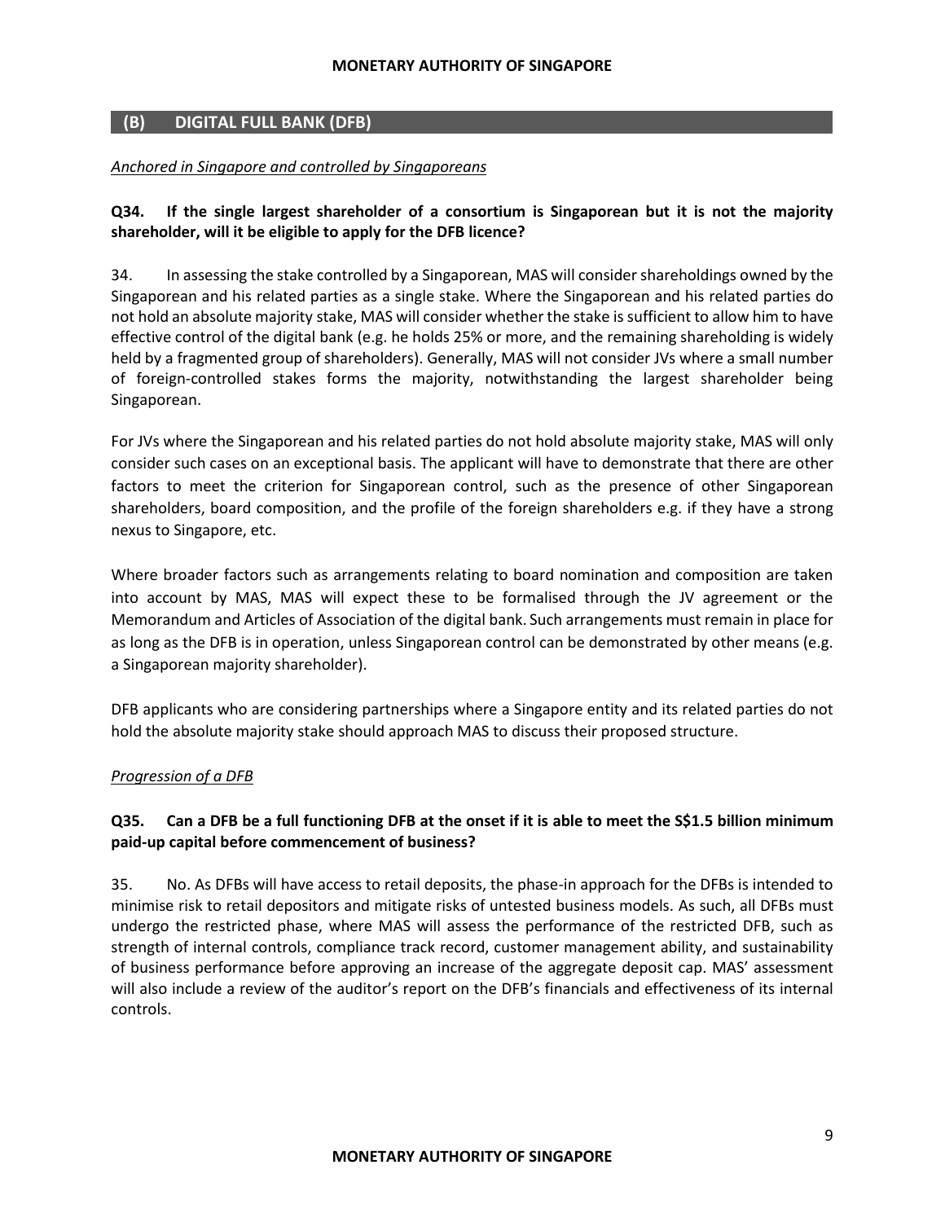## (B) DIGITAL FULL BANK (DFB)

*Anchored in Singapore and controlled by Singaporeans*

**Q34. If the single largest shareholder of a consortium is Singaporean but it is not the majority shareholder, will it be eligible to apply for the DFB licence?**

34. In assessing the stake controlled by a Singaporean, MAS will consider shareholdings owned by the Singaporean and his related parties as a single stake. Where the Singaporean and his related parties do not hold an absolute majority stake, MAS will consider whether the stake is sufficient to allow him to have effective control of the digital bank (e.g. he holds 25% or more, and the remaining shareholding is widely held by a fragmented group of shareholders). Generally, MAS will not consider JVs where a small number of foreign-controlled stakes forms the majority, notwithstanding the largest shareholder being Singaporean.

For JVs where the Singaporean and his related parties do not hold absolute majority stake, MAS will only consider such cases on an exceptional basis. The applicant will have to demonstrate that there are other factors to meet the criterion for Singaporean control, such as the presence of other Singaporean shareholders, board composition, and the profile of the foreign shareholders e.g. if they have a strong nexus to Singapore, etc.

Where broader factors such as arrangements relating to board nomination and composition are taken into account by MAS, MAS will expect these to be formalised through the JV agreement or the Memorandum and Articles of Association of the digital bank. Such arrangements must remain in place for as long as the DFB is in operation, unless Singaporean control can be demonstrated by other means (e.g. a Singaporean majority shareholder).

DFB applicants who are considering partnerships where a Singapore entity and its related parties do not hold the absolute majority stake should approach MAS to discuss their proposed structure.

*Progression of a DFB*

**Q35. Can a DFB be a full functioning DFB at the onset if it is able to meet the S$1.5 billion minimum paid-up capital before commencement of business?**

35. No. As DFBs will have access to retail deposits, the phase-in approach for the DFBs is intended to minimise risk to retail depositors and mitigate risks of untested business models. As such, all DFBs must undergo the restricted phase, where MAS will assess the performance of the restricted DFB, such as strength of internal controls, compliance track record, customer management ability, and sustainability of business performance before approving an increase of the aggregate deposit cap. MAS' assessment will also include a review of the auditor's report on the DFB's financials and effectiveness of its internal controls.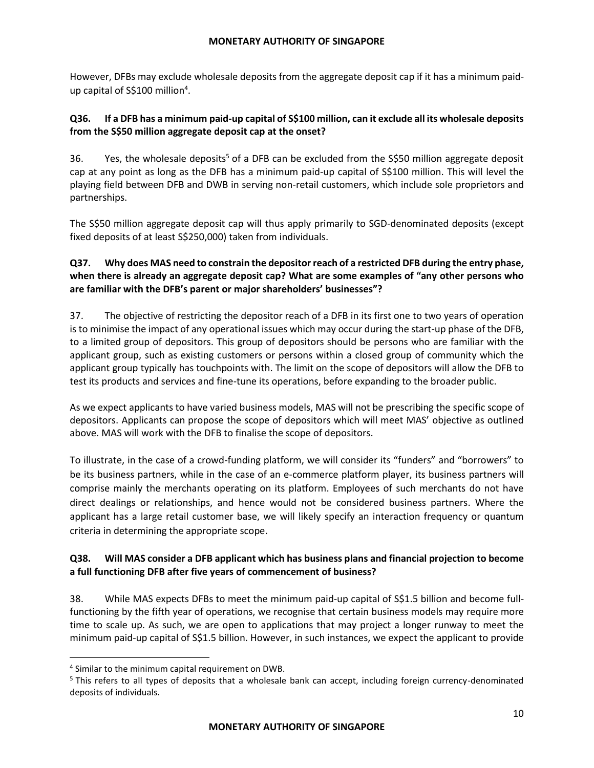However, DFBs may exclude wholesale deposits from the aggregate deposit cap if it has a minimum paid-up capital of S$100 million[4].

**Q36. If a DFB has a minimum paid-up capital of S$100 million, can it exclude all its wholesale deposits from the S$50 million aggregate deposit cap at the onset?**

36. Yes, the wholesale deposits[5] of a DFB can be excluded from the S$50 million aggregate deposit cap at any point as long as the DFB has a minimum paid-up capital of S$100 million. This will level the playing field between DFB and DWB in serving non-retail customers, which include sole proprietors and partnerships.

The S$50 million aggregate deposit cap will thus apply primarily to SGD-denominated deposits (except fixed deposits of at least S$250,000) taken from individuals.

**Q37. Why does MAS need to constrain the depositor reach of a restricted DFB during the entry phase, when there is already an aggregate deposit cap? What are some examples of "any other persons who are familiar with the DFB's parent or major shareholders' businesses"?**

37. The objective of restricting the depositor reach of a DFB in its first one to two years of operation is to minimise the impact of any operational issues which may occur during the start-up phase of the DFB, to a limited group of depositors. This group of depositors should be persons who are familiar with the applicant group, such as existing customers or persons within a closed group of community which the applicant group typically has touchpoints with. The limit on the scope of depositors will allow the DFB to test its products and services and fine-tune its operations, before expanding to the broader public.

As we expect applicants to have varied business models, MAS will not be prescribing the specific scope of depositors. Applicants can propose the scope of depositors which will meet MAS' objective as outlined above. MAS will work with the DFB to finalise the scope of depositors.

To illustrate, in the case of a crowd-funding platform, we will consider its "funders" and "borrowers" to be its business partners, while in the case of an e-commerce platform player, its business partners will comprise mainly the merchants operating on its platform. Employees of such merchants do not have direct dealings or relationships, and hence would not be considered business partners. Where the applicant has a large retail customer base, we will likely specify an interaction frequency or quantum criteria in determining the appropriate scope.

**Q38. Will MAS consider a DFB applicant which has business plans and financial projection to become a full functioning DFB after five years of commencement of business?**

38. While MAS expects DFBs to meet the minimum paid-up capital of S$1.5 billion and become full-functioning by the fifth year of operations, we recognise that certain business models may require more time to scale up. As such, we are open to applications that may project a longer runway to meet the minimum paid-up capital of S$1.5 billion. However, in such instances, we expect the applicant to provide

---

[4] Similar to the minimum capital requirement on DWB.

[5] This refers to all types of deposits that a wholesale bank can accept, including foreign currency-denominated deposits of individuals.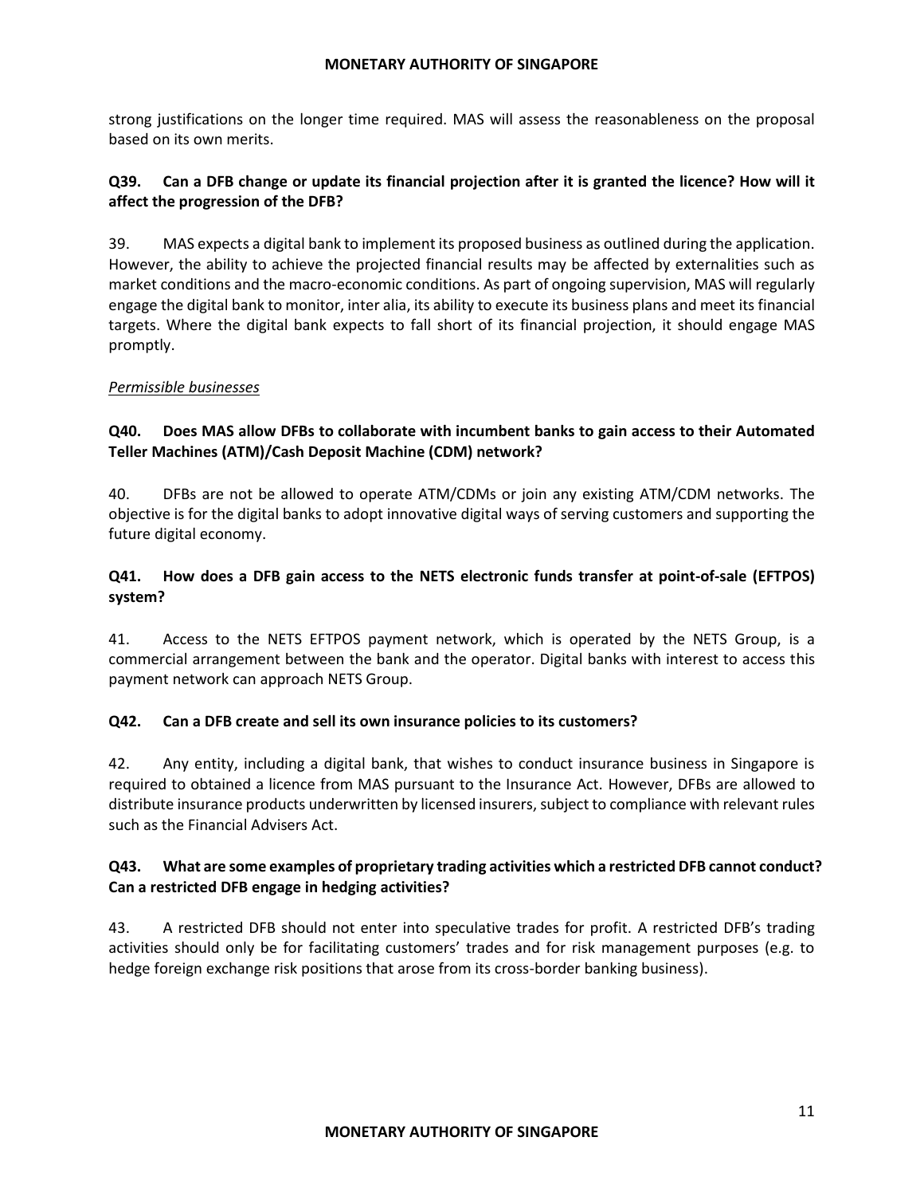strong justifications on the longer time required. MAS will assess the reasonableness on the proposal based on its own merits.

**Q39. Can a DFB change or update its financial projection after it is granted the licence? How will it affect the progression of the DFB?**

39. MAS expects a digital bank to implement its proposed business as outlined during the application. However, the ability to achieve the projected financial results may be affected by externalities such as market conditions and the macro-economic conditions. As part of ongoing supervision, MAS will regularly engage the digital bank to monitor, inter alia, its ability to execute its business plans and meet its financial targets. Where the digital bank expects to fall short of its financial projection, it should engage MAS promptly.

*Permissible businesses*

**Q40. Does MAS allow DFBs to collaborate with incumbent banks to gain access to their Automated Teller Machines (ATM)/Cash Deposit Machine (CDM) network?**

40. DFBs are not be allowed to operate ATM/CDMs or join any existing ATM/CDM networks. The objective is for the digital banks to adopt innovative digital ways of serving customers and supporting the future digital economy.

**Q41. How does a DFB gain access to the NETS electronic funds transfer at point-of-sale (EFTPOS) system?**

41. Access to the NETS EFTPOS payment network, which is operated by the NETS Group, is a commercial arrangement between the bank and the operator. Digital banks with interest to access this payment network can approach NETS Group.

**Q42. Can a DFB create and sell its own insurance policies to its customers?**

42. Any entity, including a digital bank, that wishes to conduct insurance business in Singapore is required to obtained a licence from MAS pursuant to the Insurance Act. However, DFBs are allowed to distribute insurance products underwritten by licensed insurers, subject to compliance with relevant rules such as the Financial Advisers Act.

**Q43. What are some examples of proprietary trading activities which a restricted DFB cannot conduct? Can a restricted DFB engage in hedging activities?**

43. A restricted DFB should not enter into speculative trades for profit. A restricted DFB's trading activities should only be for facilitating customers' trades and for risk management purposes (e.g. to hedge foreign exchange risk positions that arose from its cross-border banking business).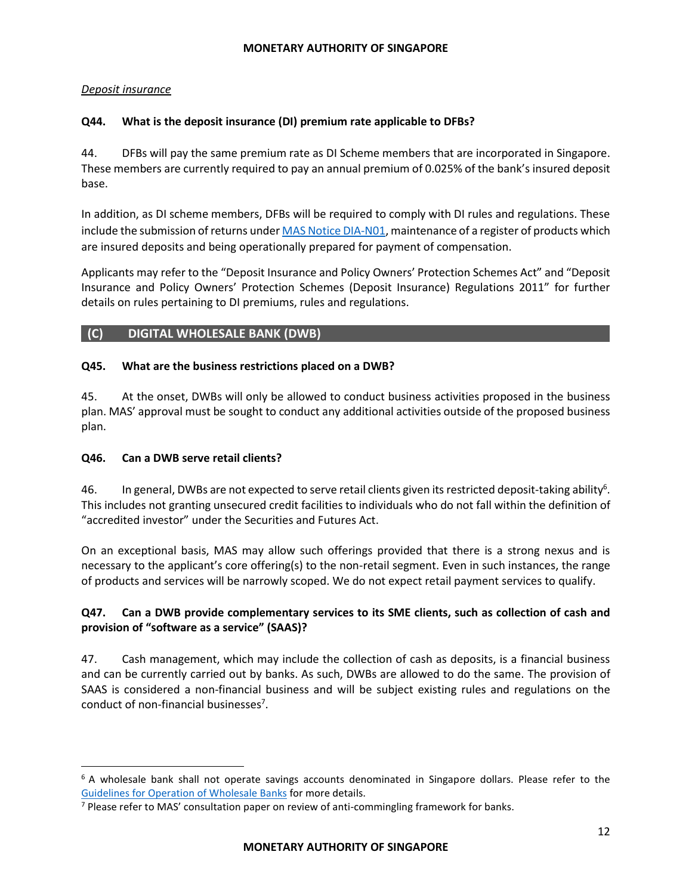*Deposit insurance*

**Q44. What is the deposit insurance (DI) premium rate applicable to DFBs?**

44. DFBs will pay the same premium rate as DI Scheme members that are incorporated in Singapore. These members are currently required to pay an annual premium of 0.025% of the bank's insured deposit base.

In addition, as DI scheme members, DFBs will be required to comply with DI rules and regulations. These include the submission of returns under MAS Notice DIA-N01, maintenance of a register of products which are insured deposits and being operationally prepared for payment of compensation.

Applicants may refer to the "Deposit Insurance and Policy Owners' Protection Schemes Act" and "Deposit Insurance and Policy Owners' Protection Schemes (Deposit Insurance) Regulations 2011" for further details on rules pertaining to DI premiums, rules and regulations.

## (C) DIGITAL WHOLESALE BANK (DWB)

**Q45. What are the business restrictions placed on a DWB?**

45. At the onset, DWBs will only be allowed to conduct business activities proposed in the business plan. MAS' approval must be sought to conduct any additional activities outside of the proposed business plan.

**Q46. Can a DWB serve retail clients?**

46. In general, DWBs are not expected to serve retail clients given its restricted deposit-taking ability[6]. This includes not granting unsecured credit facilities to individuals who do not fall within the definition of "accredited investor" under the Securities and Futures Act.

On an exceptional basis, MAS may allow such offerings provided that there is a strong nexus and is necessary to the applicant's core offering(s) to the non-retail segment. Even in such instances, the range of products and services will be narrowly scoped. We do not expect retail payment services to qualify.

**Q47. Can a DWB provide complementary services to its SME clients, such as collection of cash and provision of "software as a service" (SAAS)?**

47. Cash management, which may include the collection of cash as deposits, is a financial business and can be currently carried out by banks. As such, DWBs are allowed to do the same. The provision of SAAS is considered a non-financial business and will be subject existing rules and regulations on the conduct of non-financial businesses[7].

---

[6] A wholesale bank shall not operate savings accounts denominated in Singapore dollars. Please refer to the Guidelines for Operation of Wholesale Banks for more details.

[7] Please refer to MAS' consultation paper on review of anti-commingling framework for banks.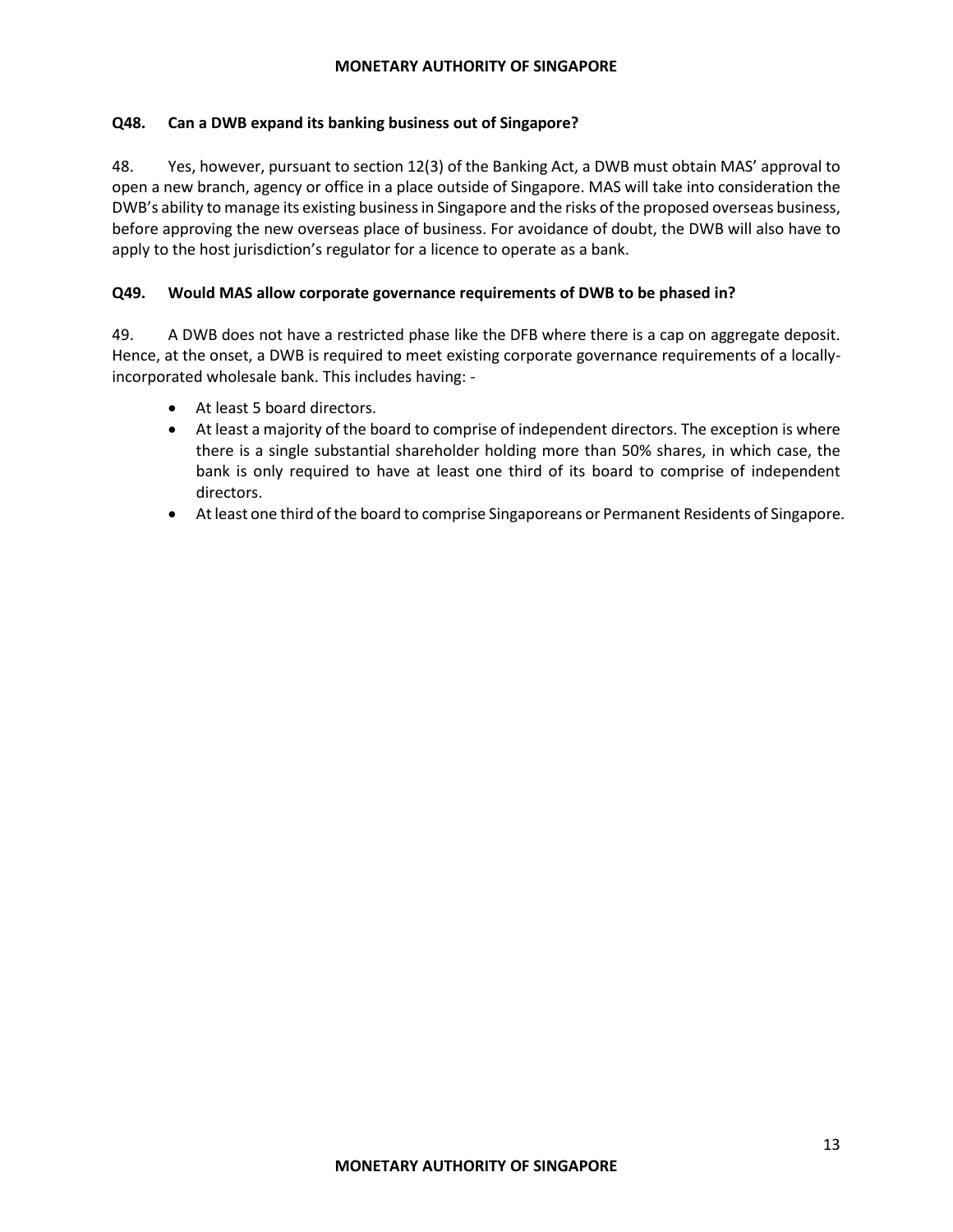**Q48. Can a DWB expand its banking business out of Singapore?**

48. Yes, however, pursuant to section 12(3) of the Banking Act, a DWB must obtain MAS' approval to open a new branch, agency or office in a place outside of Singapore. MAS will take into consideration the DWB's ability to manage its existing business in Singapore and the risks of the proposed overseas business, before approving the new overseas place of business. For avoidance of doubt, the DWB will also have to apply to the host jurisdiction's regulator for a licence to operate as a bank.

**Q49. Would MAS allow corporate governance requirements of DWB to be phased in?**

49. A DWB does not have a restricted phase like the DFB where there is a cap on aggregate deposit. Hence, at the onset, a DWB is required to meet existing corporate governance requirements of a locally-incorporated wholesale bank. This includes having: -

- At least 5 board directors.
- At least a majority of the board to comprise of independent directors. The exception is where there is a single substantial shareholder holding more than 50% shares, in which case, the bank is only required to have at least one third of its board to comprise of independent directors.
- At least one third of the board to comprise Singaporeans or Permanent Residents of Singapore.